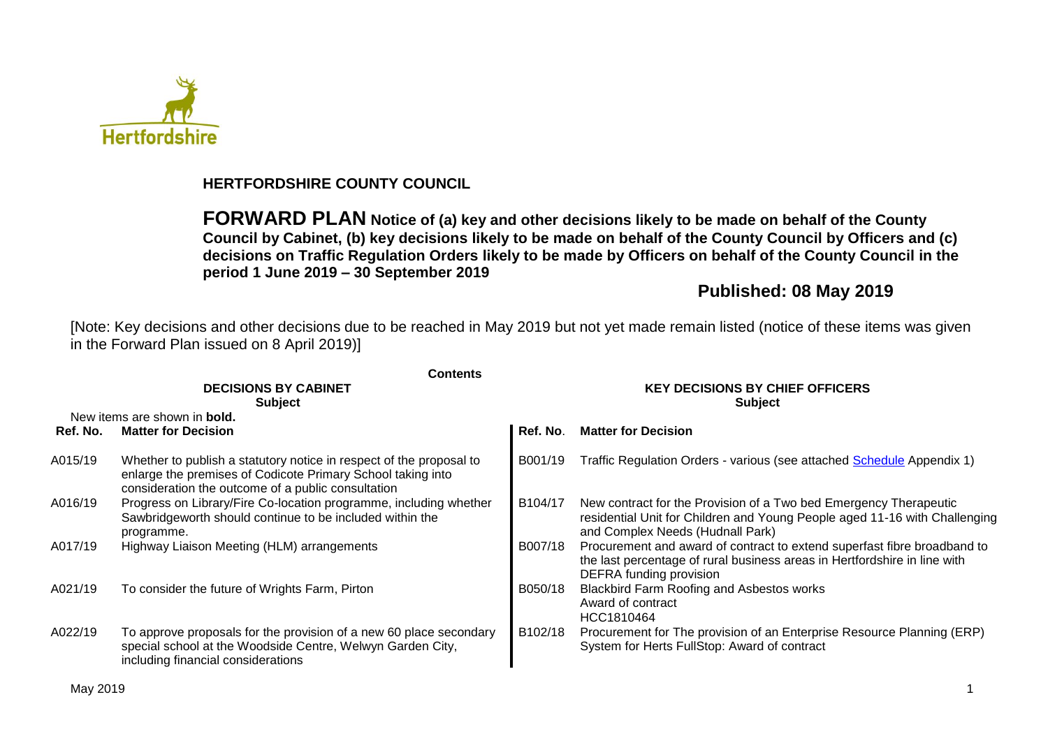# HERTFORDSHIRE COUNTY COUNCIL

**FORWARD PLAN Notice of (a) key and other decisions likely to be made on behalf of the County Council by Cabinet, (b) key decisions likely to be made on behalf of the County Council by Officers and (c) decisions on Traffic Regulation Orders likely to be made by Officers on behalf of the County Council in the period 1 June 2019 – 30 September 2019**

**Published: 08 May 2019**

[Note: Key decisions and other decisions due to be reached in May 2019 but not yet made remain listed (notice of these items was given in the Forward Plan issued on 8 April 2019)]

**Contents**

**DECISIONS BY CABINET**
**Subject**

New items are shown in **bold.**

| Ref. No. | Matter for Decision |
|---|---|
| A015/19 | Whether to publish a statutory notice in respect of the proposal to enlarge the premises of Codicote Primary School taking into consideration the outcome of a public consultation |
| A016/19 | Progress on Library/Fire Co-location programme, including whether Sawbridgeworth should continue to be included within the programme. |
| A017/19 | Highway Liaison Meeting (HLM) arrangements |
| A021/19 | To consider the future of Wrights Farm, Pirton |
| A022/19 | To approve proposals for the provision of a new 60 place secondary special school at the Woodside Centre, Welwyn Garden City, including financial considerations |

**KEY DECISIONS BY CHIEF OFFICERS**
**Subject**

| Ref. No. | Matter for Decision |
|---|---|
| B001/19 | Traffic Regulation Orders - various (see attached Schedule Appendix 1) |
| B104/17 | New contract for the Provision of a Two bed Emergency Therapeutic residential Unit for Children and Young People aged 11-16 with Challenging and Complex Needs (Hudnall Park) |
| B007/18 | Procurement and award of contract to extend superfast fibre broadband to the last percentage of rural business areas in Hertfordshire in line with DEFRA funding provision |
| B050/18 | Blackbird Farm Roofing and Asbestos works<br>Award of contract<br>HCC1810464 |
| B102/18 | Procurement for The provision of an Enterprise Resource Planning (ERP) System for Herts FullStop: Award of contract |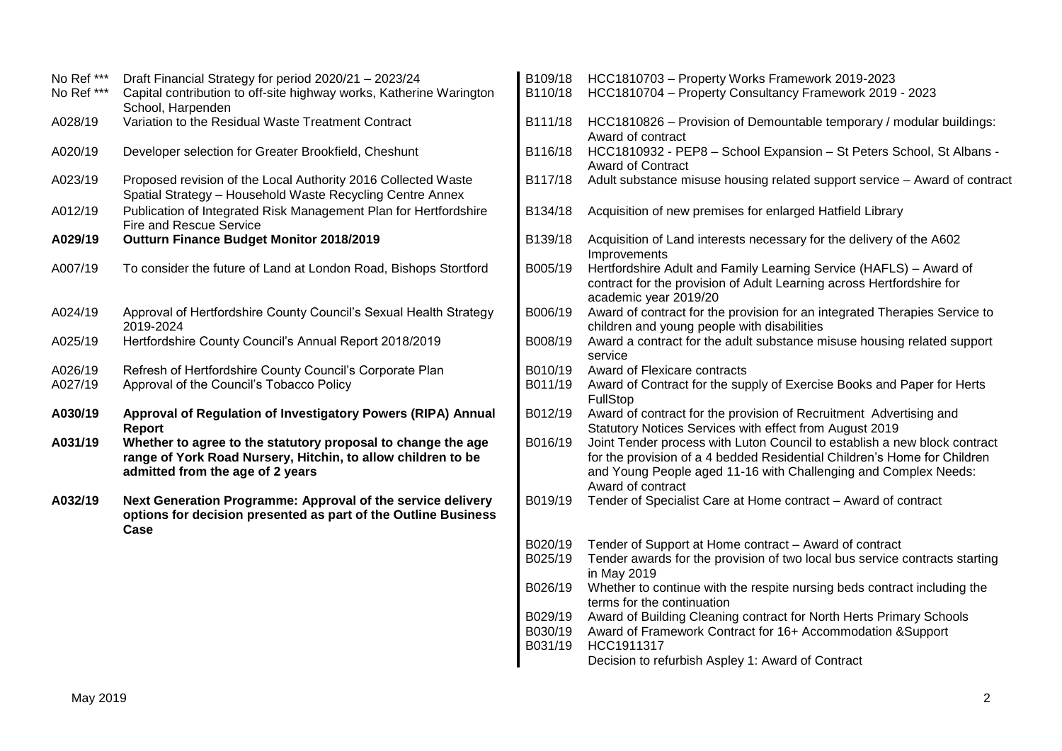| | |
|---|---|
| No Ref *** | Draft Financial Strategy for period 2020/21 – 2023/24 |
| No Ref *** | Capital contribution to off-site highway works, Katherine Warington School, Harpenden |
| A028/19 | Variation to the Residual Waste Treatment Contract |
| A020/19 | Developer selection for Greater Brookfield, Cheshunt |
| A023/19 | Proposed revision of the Local Authority 2016 Collected Waste Spatial Strategy – Household Waste Recycling Centre Annex |
| A012/19 | Publication of Integrated Risk Management Plan for Hertfordshire Fire and Rescue Service |
| **A029/19** | **Outturn Finance Budget Monitor 2018/2019** |
| A007/19 | To consider the future of Land at London Road, Bishops Stortford |
| A024/19 | Approval of Hertfordshire County Council's Sexual Health Strategy 2019-2024 |
| A025/19 | Hertfordshire County Council's Annual Report 2018/2019 |
| A026/19 | Refresh of Hertfordshire County Council's Corporate Plan |
| A027/19 | Approval of the Council's Tobacco Policy |
| **A030/19** | **Approval of Regulation of Investigatory Powers (RIPA) Annual Report** |
| **A031/19** | **Whether to agree to the statutory proposal to change the age range of York Road Nursery, Hitchin, to allow children to be admitted from the age of 2 years** |
| **A032/19** | **Next Generation Programme: Approval of the service delivery options for decision presented as part of the Outline Business Case** |

| | |
|---|---|
| B109/18 | HCC1810703 – Property Works Framework 2019-2023 |
| B110/18 | HCC1810704 – Property Consultancy Framework 2019 - 2023 |
| B111/18 | HCC1810826 – Provision of Demountable temporary / modular buildings: Award of contract |
| B116/18 | HCC1810932 - PEP8 – School Expansion – St Peters School, St Albans - Award of Contract |
| B117/18 | Adult substance misuse housing related support service – Award of contract |
| B134/18 | Acquisition of new premises for enlarged Hatfield Library |
| B139/18 | Acquisition of Land interests necessary for the delivery of the A602 Improvements |
| B005/19 | Hertfordshire Adult and Family Learning Service (HAFLS) – Award of contract for the provision of Adult Learning across Hertfordshire for academic year 2019/20 |
| B006/19 | Award of contract for the provision for an integrated Therapies Service to children and young people with disabilities |
| B008/19 | Award a contract for the adult substance misuse housing related support service |
| B010/19 | Award of Flexicare contracts |
| B011/19 | Award of Contract for the supply of Exercise Books and Paper for Herts FullStop |
| B012/19 | Award of contract for the provision of Recruitment Advertising and Statutory Notices Services with effect from August 2019 |
| B016/19 | Joint Tender process with Luton Council to establish a new block contract for the provision of a 4 bedded Residential Children's Home for Children and Young People aged 11-16 with Challenging and Complex Needs: Award of contract |
| B019/19 | Tender of Specialist Care at Home contract – Award of contract |
| B020/19 | Tender of Support at Home contract – Award of contract |
| B025/19 | Tender awards for the provision of two local bus service contracts starting in May 2019 |
| B026/19 | Whether to continue with the respite nursing beds contract including the terms for the continuation |
| B029/19 | Award of Building Cleaning contract for North Herts Primary Schools |
| B030/19 | Award of Framework Contract for 16+ Accommodation &Support |
| B031/19 | HCC1911317<br>Decision to refurbish Aspley 1: Award of Contract |

May 2019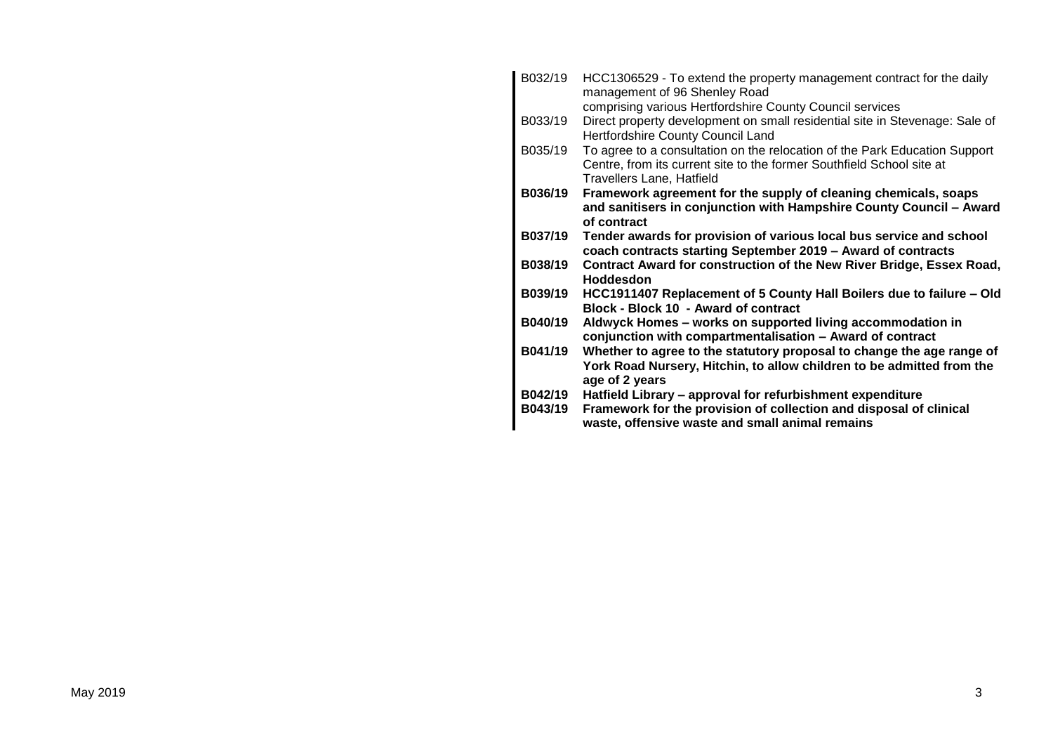| | |
|---|---|
| B032/19 | HCC1306529 - To extend the property management contract for the daily management of 96 Shenley Road comprising various Hertfordshire County Council services |
| B033/19 | Direct property development on small residential site in Stevenage: Sale of Hertfordshire County Council Land |
| B035/19 | To agree to a consultation on the relocation of the Park Education Support Centre, from its current site to the former Southfield School site at Travellers Lane, Hatfield |
| **B036/19** | **Framework agreement for the supply of cleaning chemicals, soaps and sanitisers in conjunction with Hampshire County Council – Award of contract** |
| **B037/19** | **Tender awards for provision of various local bus service and school coach contracts starting September 2019 – Award of contracts** |
| **B038/19** | **Contract Award for construction of the New River Bridge, Essex Road, Hoddesdon** |
| **B039/19** | **HCC1911407 Replacement of 5 County Hall Boilers due to failure – Old Block - Block 10 - Award of contract** |
| **B040/19** | **Aldwyck Homes – works on supported living accommodation in conjunction with compartmentalisation – Award of contract** |
| **B041/19** | **Whether to agree to the statutory proposal to change the age range of York Road Nursery, Hitchin, to allow children to be admitted from the age of 2 years** |
| **B042/19** | **Hatfield Library – approval for refurbishment expenditure** |
| **B043/19** | **Framework for the provision of collection and disposal of clinical waste, offensive waste and small animal remains** |

May 2019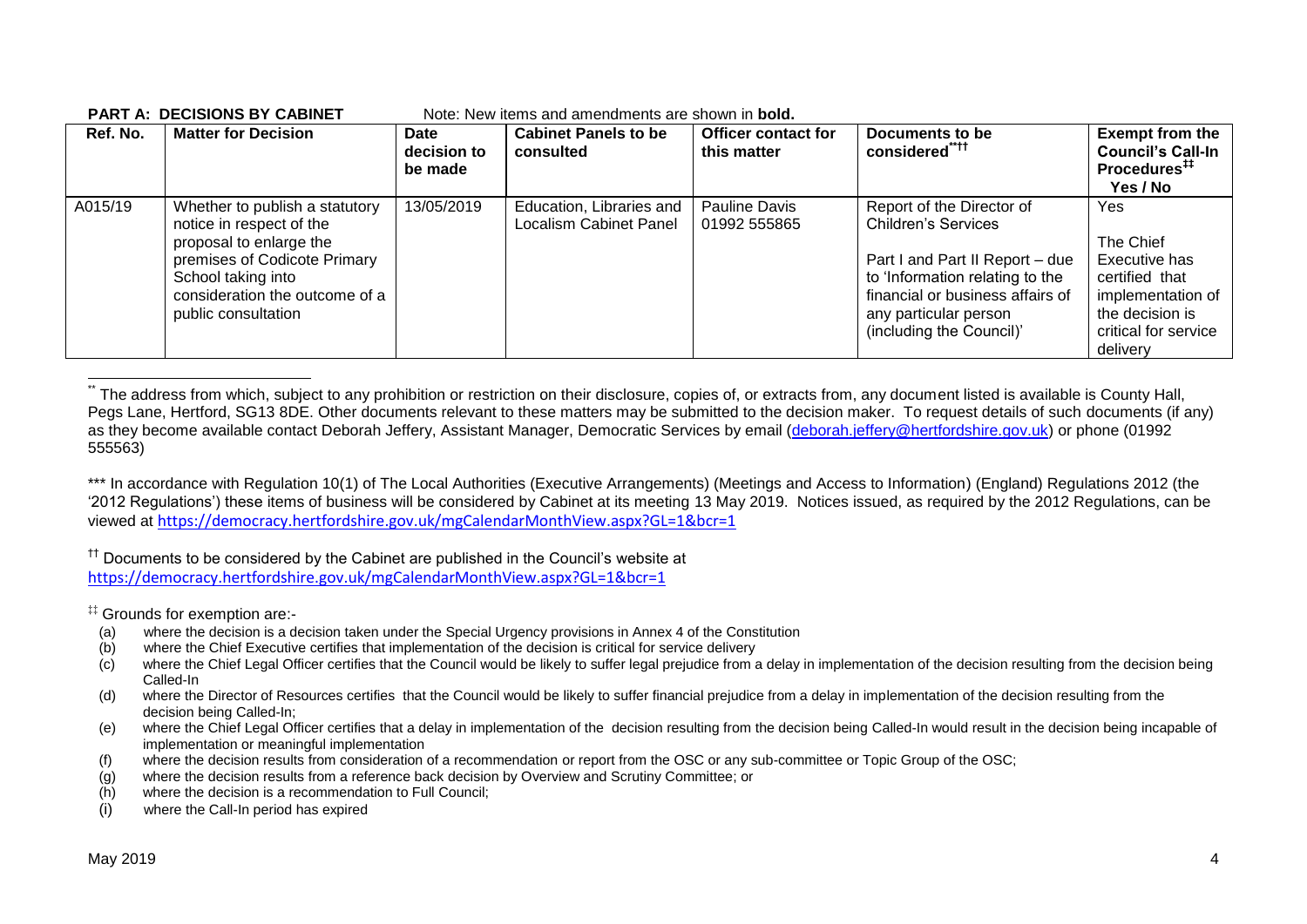**PART A: DECISIONS BY CABINET** Note: New items and amendments are shown in **bold.**

| Ref. No. | Matter for Decision | Date decision to be made | Cabinet Panels to be consulted | Officer contact for this matter | Documents to be considered[**††] | Exempt from the Council's Call-In Procedures[‡‡] Yes / No |
|---|---|---|---|---|---|---|
| A015/19 | Whether to publish a statutory notice in respect of the proposal to enlarge the premises of Codicote Primary School taking into consideration the outcome of a public consultation | 13/05/2019 | Education, Libraries and Localism Cabinet Panel | Pauline Davis 01992 555865 | Report of the Director of Children's Services<br><br>Part I and Part II Report – due to 'Information relating to the financial or business affairs of any particular person (including the Council)' | Yes<br><br>The Chief Executive has certified that implementation of the decision is critical for service delivery |

[**] The address from which, subject to any prohibition or restriction on their disclosure, copies of, or extracts from, any document listed is available is County Hall, Pegs Lane, Hertford, SG13 8DE. Other documents relevant to these matters may be submitted to the decision maker. To request details of such documents (if any) as they become available contact Deborah Jeffery, Assistant Manager, Democratic Services by email (deborah.jeffery@hertfordshire.gov.uk) or phone (01992 555563)

*** In accordance with Regulation 10(1) of The Local Authorities (Executive Arrangements) (Meetings and Access to Information) (England) Regulations 2012 (the '2012 Regulations') these items of business will be considered by Cabinet at its meeting 13 May 2019. Notices issued, as required by the 2012 Regulations, can be viewed at https://democracy.hertfordshire.gov.uk/mgCalendarMonthView.aspx?GL=1&bcr=1

[††] Documents to be considered by the Cabinet are published in the Council's website at https://democracy.hertfordshire.gov.uk/mgCalendarMonthView.aspx?GL=1&bcr=1

[‡‡] Grounds for exemption are:-

(a) where the decision is a decision taken under the Special Urgency provisions in Annex 4 of the Constitution
(b) where the Chief Executive certifies that implementation of the decision is critical for service delivery
(c) where the Chief Legal Officer certifies that the Council would be likely to suffer legal prejudice from a delay in implementation of the decision resulting from the decision being Called-In
(d) where the Director of Resources certifies that the Council would be likely to suffer financial prejudice from a delay in implementation of the decision resulting from the decision being Called-In;
(e) where the Chief Legal Officer certifies that a delay in implementation of the decision resulting from the decision being Called-In would result in the decision being incapable of implementation or meaningful implementation
(f) where the decision results from consideration of a recommendation or report from the OSC or any sub-committee or Topic Group of the OSC;
(g) where the decision results from a reference back decision by Overview and Scrutiny Committee; or
(h) where the decision is a recommendation to Full Council;
(i) where the Call-In period has expired

May 2019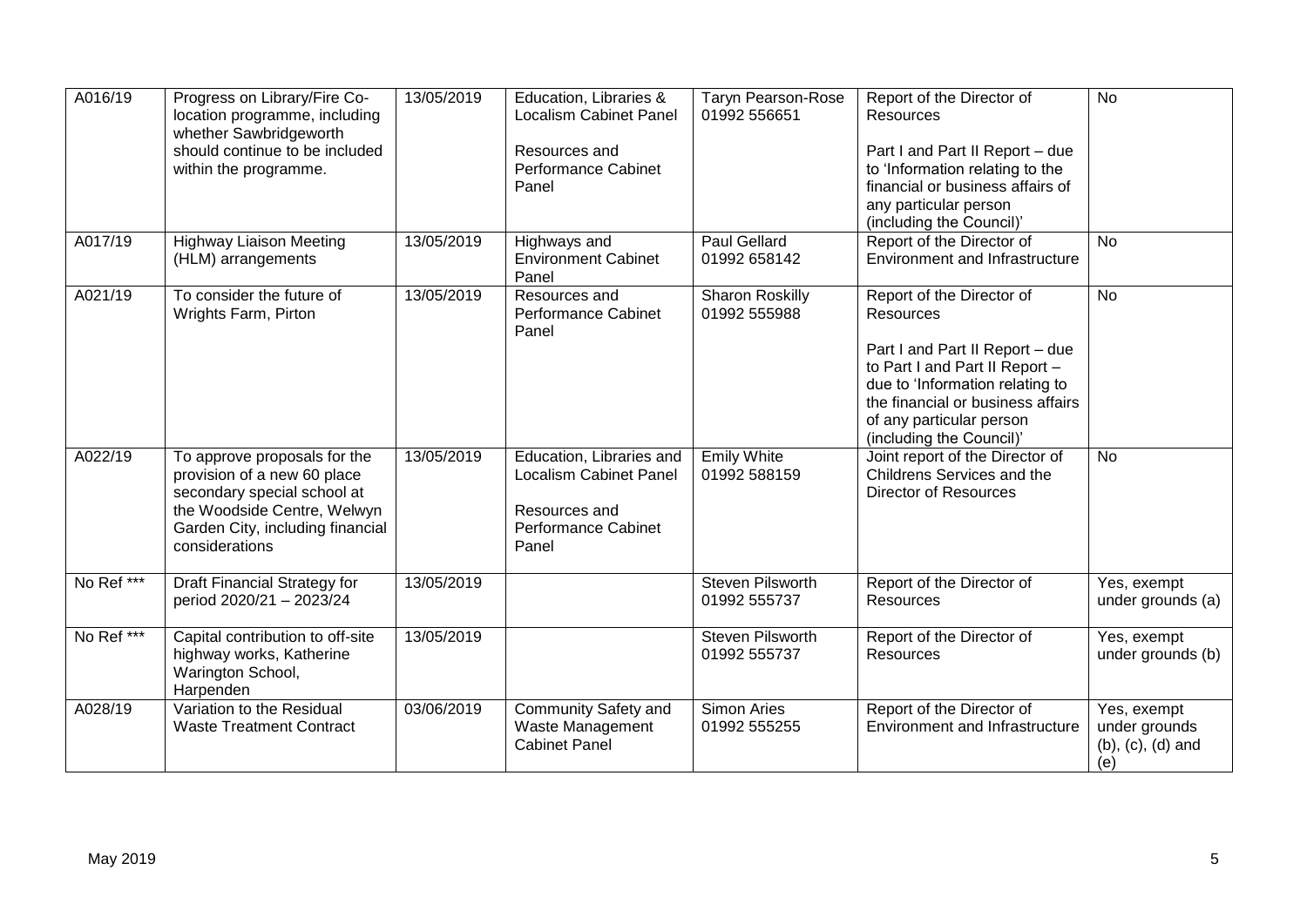| A016/19 | Progress on Library/Fire Co-location programme, including whether Sawbridgeworth should continue to be included within the programme. | 13/05/2019 | Education, Libraries & Localism Cabinet Panel<br><br>Resources and Performance Cabinet Panel | Taryn Pearson-Rose 01992 556651 | Report of the Director of Resources<br><br>Part I and Part II Report – due to 'Information relating to the financial or business affairs of any particular person (including the Council)' | No |
|---|---|---|---|---|---|---|
| A017/19 | Highway Liaison Meeting (HLM) arrangements | 13/05/2019 | Highways and Environment Cabinet Panel | Paul Gellard 01992 658142 | Report of the Director of Environment and Infrastructure | No |
| A021/19 | To consider the future of Wrights Farm, Pirton | 13/05/2019 | Resources and Performance Cabinet Panel | Sharon Roskilly 01992 555988 | Report of the Director of Resources<br><br>Part I and Part II Report – due to Part I and Part II Report – due to 'Information relating to the financial or business affairs of any particular person (including the Council)' | No |
| A022/19 | To approve proposals for the provision of a new 60 place secondary special school at the Woodside Centre, Welwyn Garden City, including financial considerations | 13/05/2019 | Education, Libraries and Localism Cabinet Panel<br><br>Resources and Performance Cabinet Panel | Emily White 01992 588159 | Joint report of the Director of Childrens Services and the Director of Resources | No |
| No Ref *** | Draft Financial Strategy for period 2020/21 – 2023/24 | 13/05/2019 | | Steven Pilsworth 01992 555737 | Report of the Director of Resources | Yes, exempt under grounds (a) |
| No Ref *** | Capital contribution to off-site highway works, Katherine Warington School, Harpenden | 13/05/2019 | | Steven Pilsworth 01992 555737 | Report of the Director of Resources | Yes, exempt under grounds (b) |
| A028/19 | Variation to the Residual Waste Treatment Contract | 03/06/2019 | Community Safety and Waste Management Cabinet Panel | Simon Aries 01992 555255 | Report of the Director of Environment and Infrastructure | Yes, exempt under grounds (b), (c), (d) and (e) |

May 2019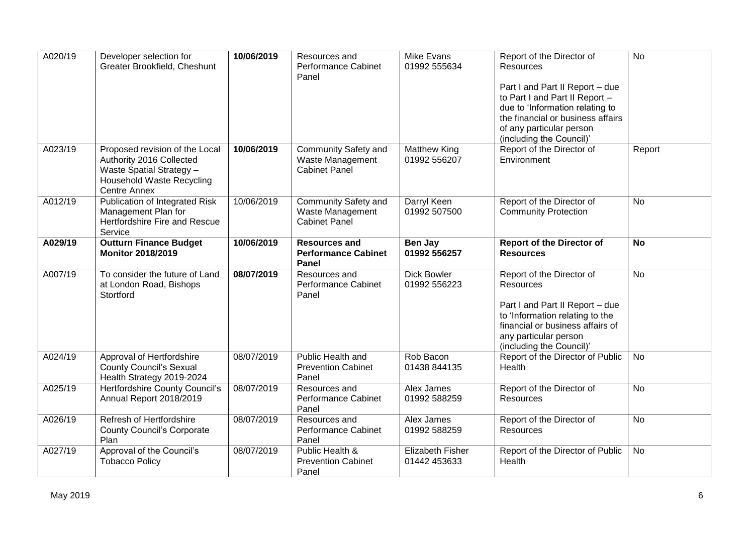| A020/19 | Developer selection for Greater Brookfield, Cheshunt | **10/06/2019** | Resources and Performance Cabinet Panel | Mike Evans 01992 555634 | Report of the Director of Resources<br><br>Part I and Part II Report – due to Part I and Part II Report – due to 'Information relating to the financial or business affairs of any particular person (including the Council)' | No |
|---|---|---|---|---|---|---|
| A023/19 | Proposed revision of the Local Authority 2016 Collected Waste Spatial Strategy – Household Waste Recycling Centre Annex | **10/06/2019** | Community Safety and Waste Management Cabinet Panel | Matthew King 01992 556207 | Report of the Director of Environment | Report |
| A012/19 | Publication of Integrated Risk Management Plan for Hertfordshire Fire and Rescue Service | 10/06/2019 | Community Safety and Waste Management Cabinet Panel | Darryl Keen 01992 507500 | Report of the Director of Community Protection | No |
| **A029/19** | **Outturn Finance Budget Monitor 2018/2019** | **10/06/2019** | **Resources and Performance Cabinet Panel** | **Ben Jay 01992 556257** | **Report of the Director of Resources** | **No** |
| A007/19 | To consider the future of Land at London Road, Bishops Stortford | **08/07/2019** | Resources and Performance Cabinet Panel | Dick Bowler 01992 556223 | Report of the Director of Resources<br><br>Part I and Part II Report – due to 'Information relating to the financial or business affairs of any particular person (including the Council)' | No |
| A024/19 | Approval of Hertfordshire County Council's Sexual Health Strategy 2019-2024 | 08/07/2019 | Public Health and Prevention Cabinet Panel | Rob Bacon 01438 844135 | Report of the Director of Public Health | No |
| A025/19 | Hertfordshire County Council's Annual Report 2018/2019 | 08/07/2019 | Resources and Performance Cabinet Panel | Alex James 01992 588259 | Report of the Director of Resources | No |
| A026/19 | Refresh of Hertfordshire County Council's Corporate Plan | 08/07/2019 | Resources and Performance Cabinet Panel | Alex James 01992 588259 | Report of the Director of Resources | No |
| A027/19 | Approval of the Council's Tobacco Policy | 08/07/2019 | Public Health & Prevention Cabinet Panel | Elizabeth Fisher 01442 453633 | Report of the Director of Public Health | No |

May 2019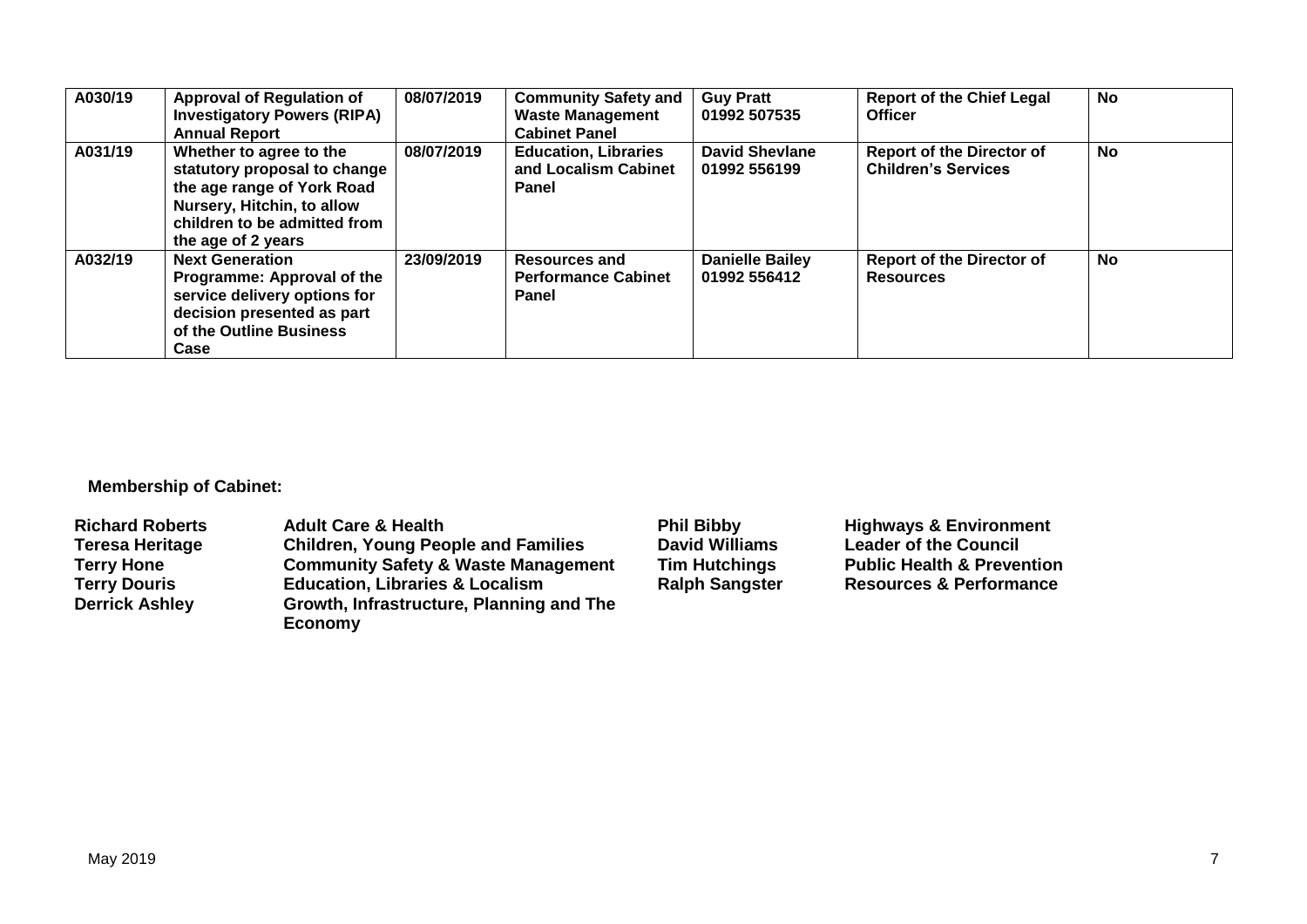| | | | | | | |
|---|---|---|---|---|---|---|
| **A030/19** | **Approval of Regulation of Investigatory Powers (RIPA) Annual Report** | **08/07/2019** | **Community Safety and Waste Management Cabinet Panel** | **Guy Pratt 01992 507535** | **Report of the Chief Legal Officer** | **No** |
| **A031/19** | **Whether to agree to the statutory proposal to change the age range of York Road Nursery, Hitchin, to allow children to be admitted from the age of 2 years** | **08/07/2019** | **Education, Libraries and Localism Cabinet Panel** | **David Shevlane 01992 556199** | **Report of the Director of Children's Services** | **No** |
| **A032/19** | **Next Generation Programme: Approval of the service delivery options for decision presented as part of the Outline Business Case** | **23/09/2019** | **Resources and Performance Cabinet Panel** | **Danielle Bailey 01992 556412** | **Report of the Director of Resources** | **No** |

**Membership of Cabinet:**

| | | | |
|---|---|---|---|
| **Richard Roberts** | **Adult Care & Health** | **Phil Bibby** | **Highways & Environment** |
| **Teresa Heritage** | **Children, Young People and Families** | **David Williams** | **Leader of the Council** |
| **Terry Hone** | **Community Safety & Waste Management** | **Tim Hutchings** | **Public Health & Prevention** |
| **Terry Douris** | **Education, Libraries & Localism** | **Ralph Sangster** | **Resources & Performance** |
| **Derrick Ashley** | **Growth, Infrastructure, Planning and The Economy** | | |

May 2019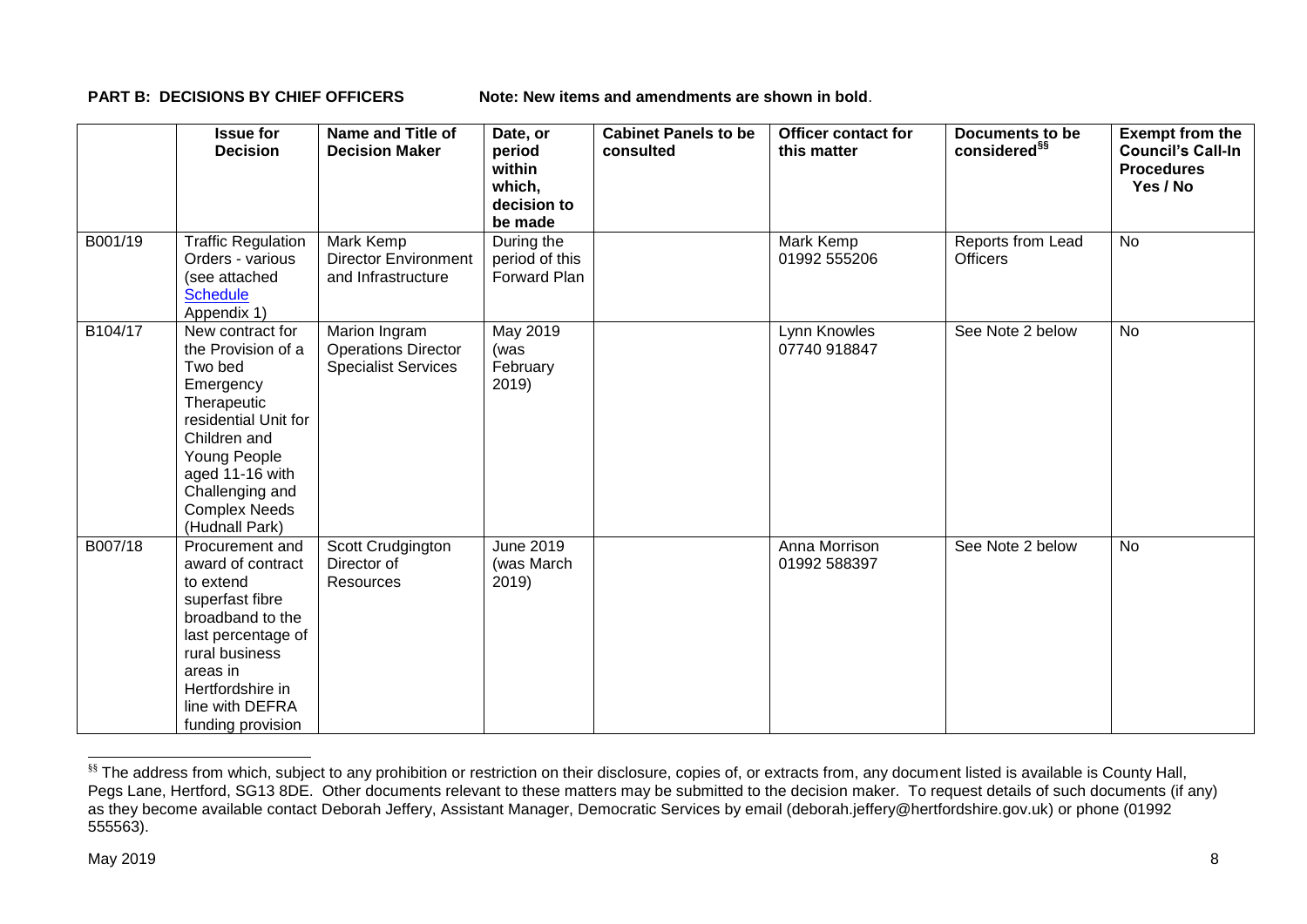**PART B: DECISIONS BY CHIEF OFFICERS** **Note: New items and amendments are shown in bold**.

| | Issue for Decision | Name and Title of Decision Maker | Date, or period within which, decision to be made | Cabinet Panels to be consulted | Officer contact for this matter | Documents to be considered[§§] | Exempt from the Council's Call-In Procedures Yes / No |
|---|---|---|---|---|---|---|---|
| B001/19 | Traffic Regulation Orders - various (see attached Schedule Appendix 1) | Mark Kemp Director Environment and Infrastructure | During the period of this Forward Plan | | Mark Kemp 01992 555206 | Reports from Lead Officers | No |
| B104/17 | New contract for the Provision of a Two bed Emergency Therapeutic residential Unit for Children and Young People aged 11-16 with Challenging and Complex Needs (Hudnall Park) | Marion Ingram Operations Director Specialist Services | May 2019 (was February 2019) | | Lynn Knowles 07740 918847 | See Note 2 below | No |
| B007/18 | Procurement and award of contract to extend superfast fibre broadband to the last percentage of rural business areas in Hertfordshire in line with DEFRA funding provision | Scott Crudgington Director of Resources | June 2019 (was March 2019) | | Anna Morrison 01992 588397 | See Note 2 below | No |

[§§] The address from which, subject to any prohibition or restriction on their disclosure, copies of, or extracts from, any document listed is available is County Hall, Pegs Lane, Hertford, SG13 8DE. Other documents relevant to these matters may be submitted to the decision maker. To request details of such documents (if any) as they become available contact Deborah Jeffery, Assistant Manager, Democratic Services by email (deborah.jeffery@hertfordshire.gov.uk) or phone (01992 555563).

May 2019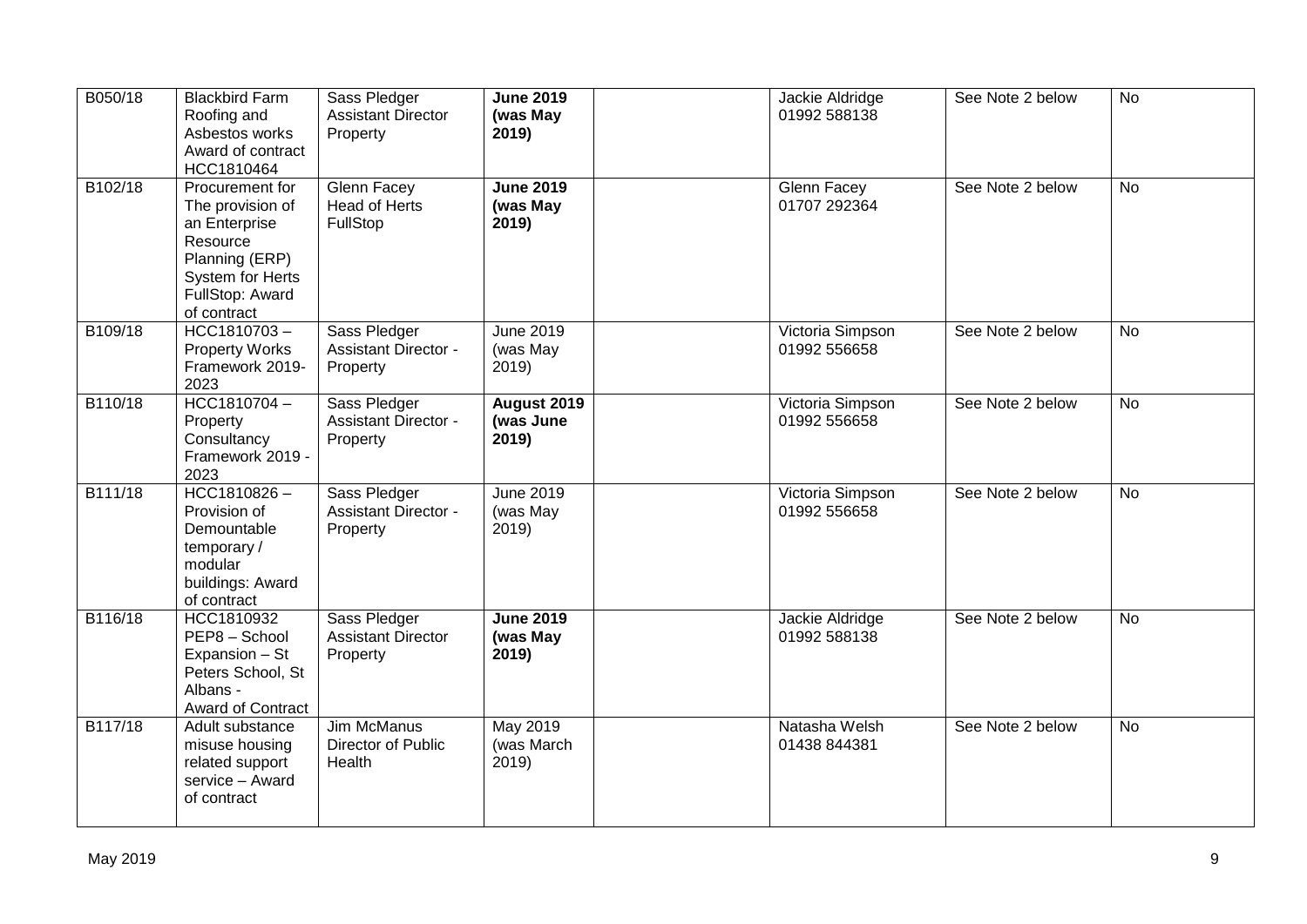| B050/18 | Blackbird Farm Roofing and Asbestos works Award of contract HCC1810464 | Sass Pledger Assistant Director Property | **June 2019 (was May 2019)** | | Jackie Aldridge 01992 588138 | See Note 2 below | No |
|---|---|---|---|---|---|---|---|
| B102/18 | Procurement for The provision of an Enterprise Resource Planning (ERP) System for Herts FullStop: Award of contract | Glenn Facey Head of Herts FullStop | **June 2019 (was May 2019)** | | Glenn Facey 01707 292364 | See Note 2 below | No |
| B109/18 | HCC1810703 – Property Works Framework 2019-2023 | Sass Pledger Assistant Director - Property | June 2019 (was May 2019) | | Victoria Simpson 01992 556658 | See Note 2 below | No |
| B110/18 | HCC1810704 – Property Consultancy Framework 2019 - 2023 | Sass Pledger Assistant Director - Property | **August 2019 (was June 2019)** | | Victoria Simpson 01992 556658 | See Note 2 below | No |
| B111/18 | HCC1810826 – Provision of Demountable temporary / modular buildings: Award of contract | Sass Pledger Assistant Director - Property | June 2019 (was May 2019) | | Victoria Simpson 01992 556658 | See Note 2 below | No |
| B116/18 | HCC1810932 PEP8 – School Expansion – St Peters School, St Albans - Award of Contract | Sass Pledger Assistant Director Property | **June 2019 (was May 2019)** | | Jackie Aldridge 01992 588138 | See Note 2 below | No |
| B117/18 | Adult substance misuse housing related support service – Award of contract | Jim McManus Director of Public Health | May 2019 (was March 2019) | | Natasha Welsh 01438 844381 | See Note 2 below | No |

May 2019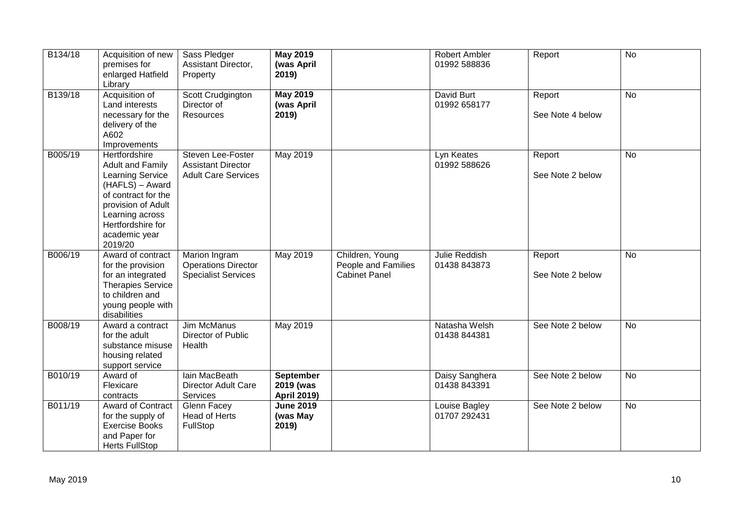| | | | | | | | |
|---|---|---|---|---|---|---|---|
| B134/18 | Acquisition of new premises for enlarged Hatfield Library | Sass Pledger Assistant Director, Property | **May 2019 (was April 2019)** | | Robert Ambler 01992 588836 | Report | No |
| B139/18 | Acquisition of Land interests necessary for the delivery of the A602 Improvements | Scott Crudgington Director of Resources | **May 2019 (was April 2019)** | | David Burt 01992 658177 | Report<br><br>See Note 4 below | No |
| B005/19 | Hertfordshire Adult and Family Learning Service (HAFLS) – Award of contract for the provision of Adult Learning across Hertfordshire for academic year 2019/20 | Steven Lee-Foster Assistant Director Adult Care Services | May 2019 | | Lyn Keates 01992 588626 | Report<br><br>See Note 2 below | No |
| B006/19 | Award of contract for the provision for an integrated Therapies Service to children and young people with disabilities | Marion Ingram Operations Director Specialist Services | May 2019 | Children, Young People and Families Cabinet Panel | Julie Reddish 01438 843873 | Report<br><br>See Note 2 below | No |
| B008/19 | Award a contract for the adult substance misuse housing related support service | Jim McManus Director of Public Health | May 2019 | | Natasha Welsh 01438 844381 | See Note 2 below | No |
| B010/19 | Award of Flexicare contracts | Iain MacBeath Director Adult Care Services | **September 2019 (was April 2019)** | | Daisy Sanghera 01438 843391 | See Note 2 below | No |
| B011/19 | Award of Contract for the supply of Exercise Books and Paper for Herts FullStop | Glenn Facey Head of Herts FullStop | **June 2019 (was May 2019)** | | Louise Bagley 01707 292431 | See Note 2 below | No |

May 2019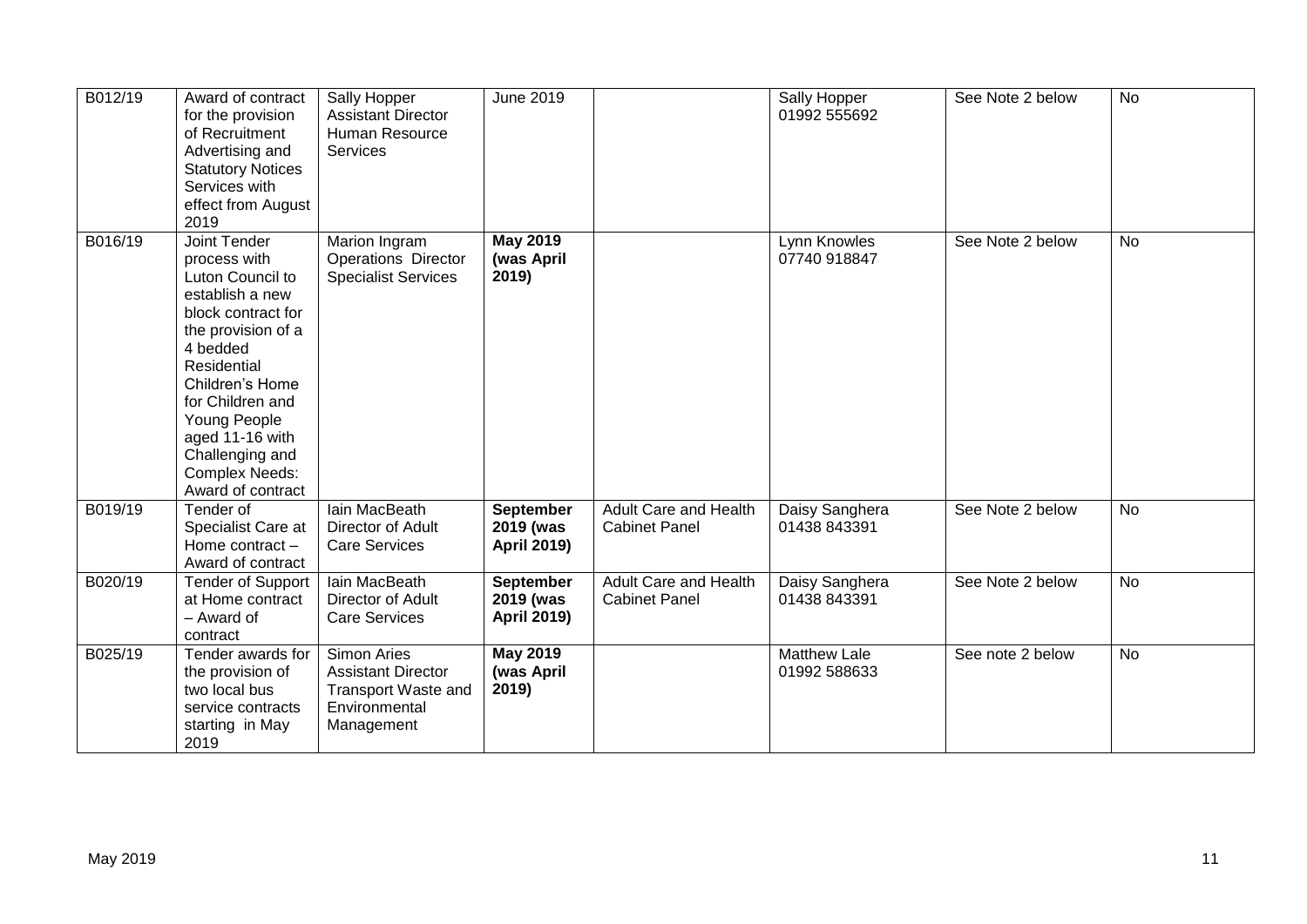| B012/19 | Award of contract for the provision of Recruitment Advertising and Statutory Notices Services with effect from August 2019 | Sally Hopper Assistant Director Human Resource Services | June 2019 | | Sally Hopper 01992 555692 | See Note 2 below | No |
|---|---|---|---|---|---|---|---|
| B016/19 | Joint Tender process with Luton Council to establish a new block contract for the provision of a 4 bedded Residential Children's Home for Children and Young People aged 11-16 with Challenging and Complex Needs: Award of contract | Marion Ingram Operations Director Specialist Services | **May 2019 (was April 2019)** | | Lynn Knowles 07740 918847 | See Note 2 below | No |
| B019/19 | Tender of Specialist Care at Home contract – Award of contract | Iain MacBeath Director of Adult Care Services | **September 2019 (was April 2019)** | Adult Care and Health Cabinet Panel | Daisy Sanghera 01438 843391 | See Note 2 below | No |
| B020/19 | Tender of Support at Home contract – Award of contract | Iain MacBeath Director of Adult Care Services | **September 2019 (was April 2019)** | Adult Care and Health Cabinet Panel | Daisy Sanghera 01438 843391 | See Note 2 below | No |
| B025/19 | Tender awards for the provision of two local bus service contracts starting in May 2019 | Simon Aries Assistant Director Transport Waste and Environmental Management | **May 2019 (was April 2019)** | | Matthew Lale 01992 588633 | See note 2 below | No |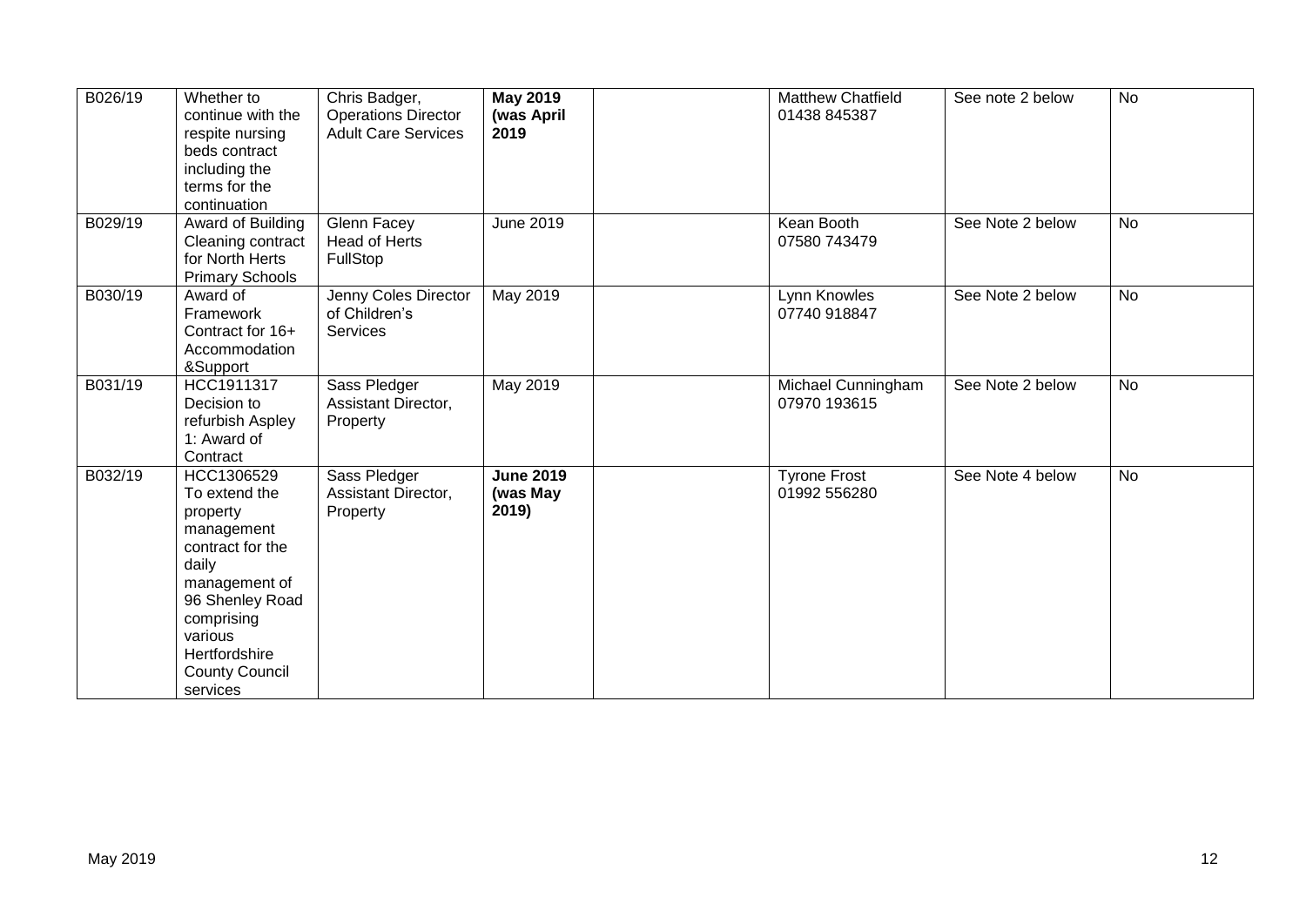| B026/19 | Whether to continue with the respite nursing beds contract including the terms for the continuation | Chris Badger, Operations Director Adult Care Services | **May 2019 (was April 2019** | | Matthew Chatfield 01438 845387 | See note 2 below | No |
|---|---|---|---|---|---|---|---|
| B029/19 | Award of Building Cleaning contract for North Herts Primary Schools | Glenn Facey Head of Herts FullStop | June 2019 | | Kean Booth 07580 743479 | See Note 2 below | No |
| B030/19 | Award of Framework Contract for 16+ Accommodation &Support | Jenny Coles Director of Children's Services | May 2019 | | Lynn Knowles 07740 918847 | See Note 2 below | No |
| B031/19 | HCC1911317 Decision to refurbish Aspley 1: Award of Contract | Sass Pledger Assistant Director, Property | May 2019 | | Michael Cunningham 07970 193615 | See Note 2 below | No |
| B032/19 | HCC1306529 To extend the property management contract for the daily management of 96 Shenley Road comprising various Hertfordshire County Council services | Sass Pledger Assistant Director, Property | **June 2019 (was May 2019)** | | Tyrone Frost 01992 556280 | See Note 4 below | No |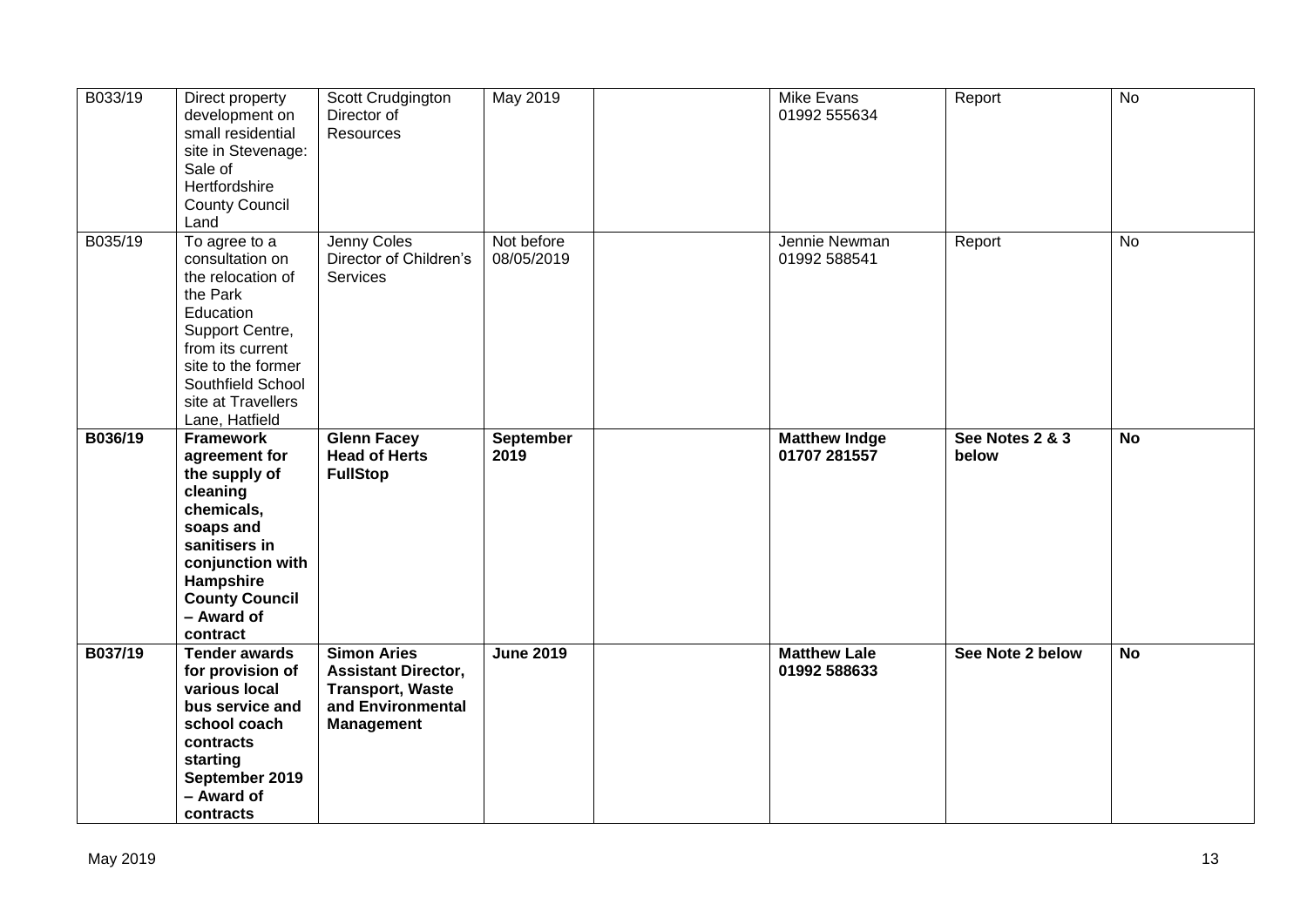| | | | | | | | |
|---|---|---|---|---|---|---|---|
| B033/19 | Direct property development on small residential site in Stevenage: Sale of Hertfordshire County Council Land | Scott Crudgington Director of Resources | May 2019 | | Mike Evans 01992 555634 | Report | No |
| B035/19 | To agree to a consultation on the relocation of the Park Education Support Centre, from its current site to the former Southfield School site at Travellers Lane, Hatfield | Jenny Coles Director of Children's Services | Not before 08/05/2019 | | Jennie Newman 01992 588541 | Report | No |
| **B036/19** | **Framework agreement for the supply of cleaning chemicals, soaps and sanitisers in conjunction with Hampshire County Council – Award of contract** | **Glenn Facey Head of Herts FullStop** | **September 2019** | | **Matthew Indge 01707 281557** | **See Notes 2 & 3 below** | **No** |
| **B037/19** | **Tender awards for provision of various local bus service and school coach contracts starting September 2019 – Award of contracts** | **Simon Aries Assistant Director, Transport, Waste and Environmental Management** | **June 2019** | | **Matthew Lale 01992 588633** | **See Note 2 below** | **No** |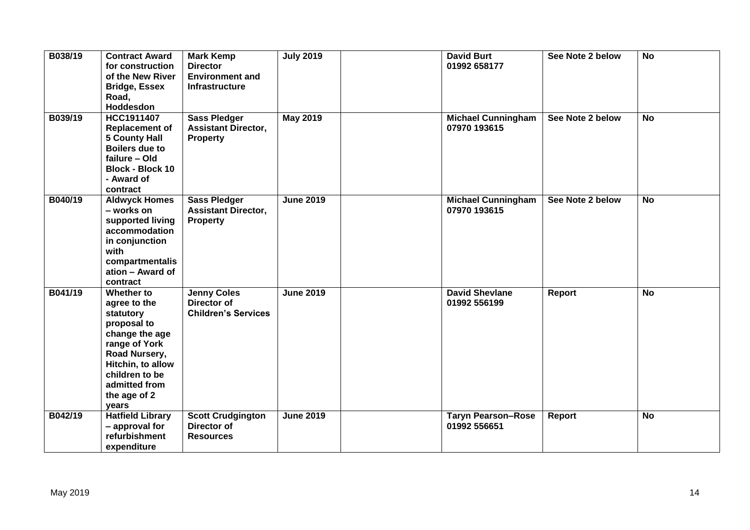| | | | | | | | |
|---|---|---|---|---|---|---|---|
| **B038/19** | **Contract Award for construction of the New River Bridge, Essex Road, Hoddesdon** | **Mark Kemp Director Environment and Infrastructure** | **July 2019** | | **David Burt 01992 658177** | **See Note 2 below** | **No** |
| **B039/19** | **HCC1911407 Replacement of 5 County Hall Boilers due to failure – Old Block - Block 10 - Award of contract** | **Sass Pledger Assistant Director, Property** | **May 2019** | | **Michael Cunningham 07970 193615** | **See Note 2 below** | **No** |
| **B040/19** | **Aldwyck Homes – works on supported living accommodation in conjunction with compartmentalisation – Award of contract** | **Sass Pledger Assistant Director, Property** | **June 2019** | | **Michael Cunningham 07970 193615** | **See Note 2 below** | **No** |
| **B041/19** | **Whether to agree to the statutory proposal to change the age range of York Road Nursery, Hitchin, to allow children to be admitted from the age of 2 years** | **Jenny Coles Director of Children's Services** | **June 2019** | | **David Shevlane 01992 556199** | **Report** | **No** |
| **B042/19** | **Hatfield Library – approval for refurbishment expenditure** | **Scott Crudgington Director of Resources** | **June 2019** | | **Taryn Pearson–Rose 01992 556651** | **Report** | **No** |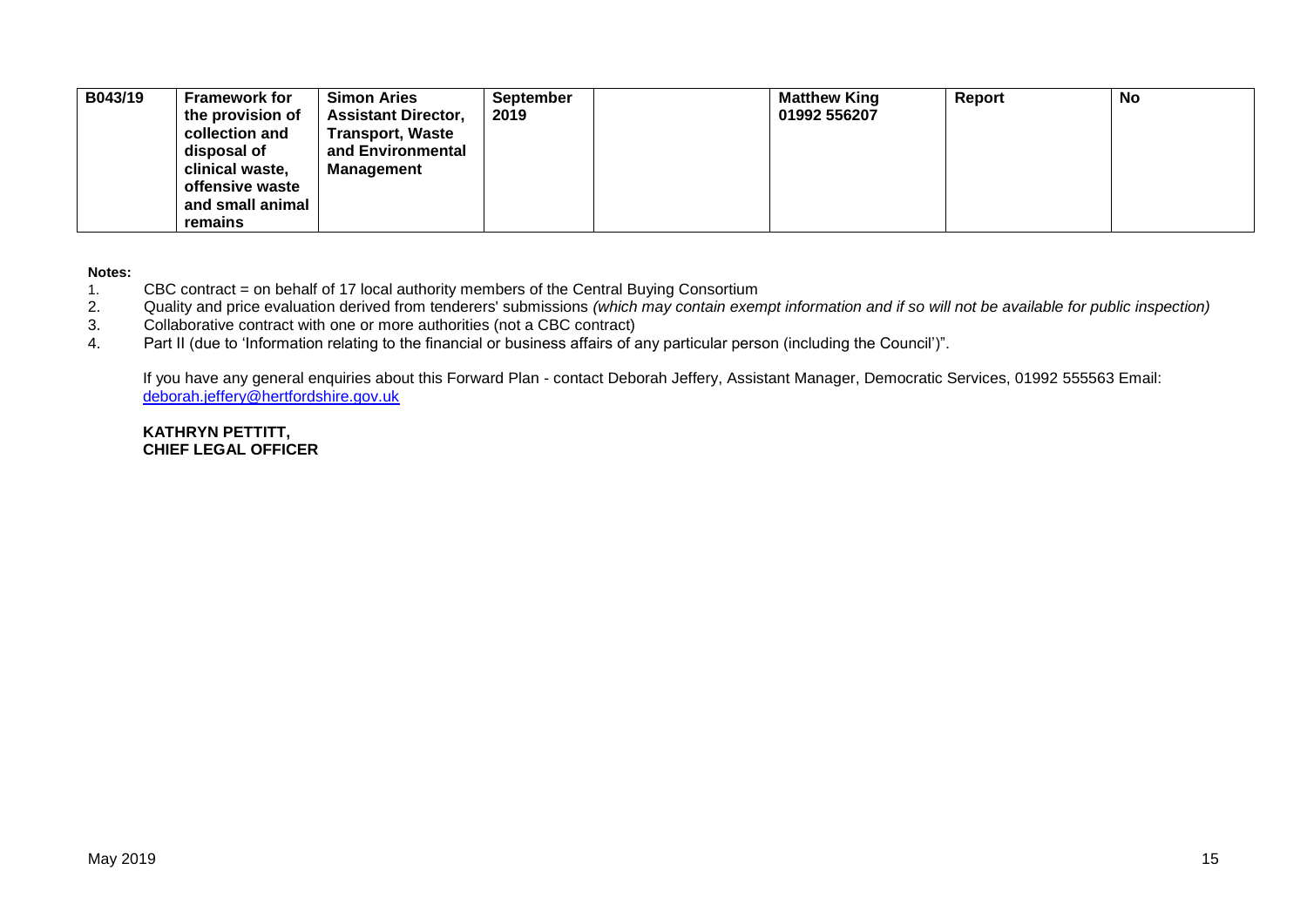| B043/19 | **Framework for the provision of collection and disposal of clinical waste, offensive waste and small animal remains** | **Simon Aries Assistant Director, Transport, Waste and Environmental Management** | **September 2019** | | **Matthew King 01992 556207** | **Report** | **No** |
|---|---|---|---|---|---|---|---|

**Notes:**

1. CBC contract = on behalf of 17 local authority members of the Central Buying Consortium
2. Quality and price evaluation derived from tenderers' submissions *(which may contain exempt information and if so will not be available for public inspection)*
3. Collaborative contract with one or more authorities (not a CBC contract)
4. Part II (due to 'Information relating to the financial or business affairs of any particular person (including the Council')".

If you have any general enquiries about this Forward Plan - contact Deborah Jeffery, Assistant Manager, Democratic Services, 01992 555563 Email: deborah.jeffery@hertfordshire.gov.uk

**KATHRYN PETTITT,**
**CHIEF LEGAL OFFICER**

May 2019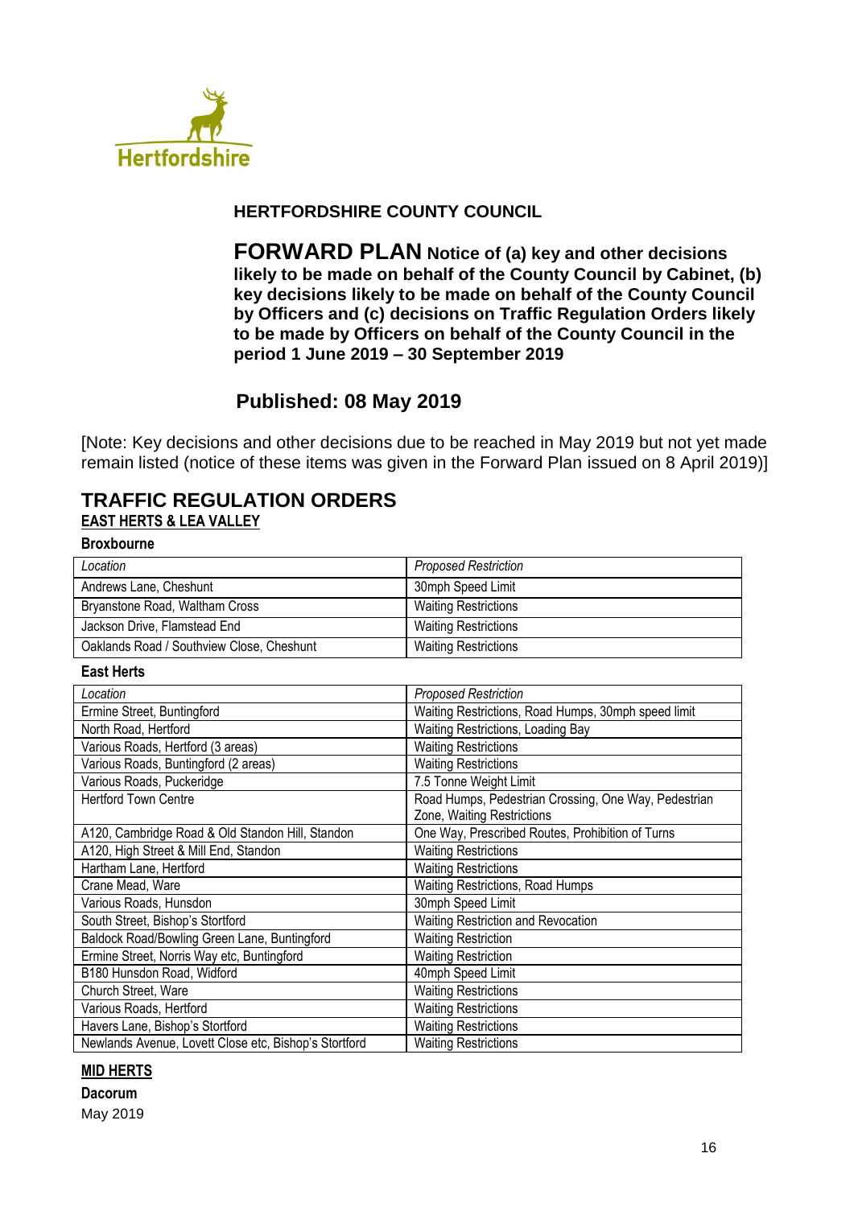Hertfordshire

**HERTFORDSHIRE COUNTY COUNCIL**

**FORWARD PLAN Notice of (a) key and other decisions likely to be made on behalf of the County Council by Cabinet, (b) key decisions likely to be made on behalf of the County Council by Officers and (c) decisions on Traffic Regulation Orders likely to be made by Officers on behalf of the County Council in the period 1 June 2019 – 30 September 2019**

**Published: 08 May 2019**

[Note: Key decisions and other decisions due to be reached in May 2019 but not yet made remain listed (notice of these items was given in the Forward Plan issued on 8 April 2019)]

## TRAFFIC REGULATION ORDERS

### EAST HERTS & LEA VALLEY

**Broxbourne**

| *Location* | *Proposed Restriction* |
|---|---|
| Andrews Lane, Cheshunt | 30mph Speed Limit |
| Bryanstone Road, Waltham Cross | Waiting Restrictions |
| Jackson Drive, Flamstead End | Waiting Restrictions |
| Oaklands Road / Southview Close, Cheshunt | Waiting Restrictions |

**East Herts**

| *Location* | *Proposed Restriction* |
|---|---|
| Ermine Street, Buntingford | Waiting Restrictions, Road Humps, 30mph speed limit |
| North Road, Hertford | Waiting Restrictions, Loading Bay |
| Various Roads, Hertford (3 areas) | Waiting Restrictions |
| Various Roads, Buntingford (2 areas) | Waiting Restrictions |
| Various Roads, Puckeridge | 7.5 Tonne Weight Limit |
| Hertford Town Centre | Road Humps, Pedestrian Crossing, One Way, Pedestrian Zone, Waiting Restrictions |
| A120, Cambridge Road & Old Standon Hill, Standon | One Way, Prescribed Routes, Prohibition of Turns |
| A120, High Street & Mill End, Standon | Waiting Restrictions |
| Hartham Lane, Hertford | Waiting Restrictions |
| Crane Mead, Ware | Waiting Restrictions, Road Humps |
| Various Roads, Hunsdon | 30mph Speed Limit |
| South Street, Bishop's Stortford | Waiting Restriction and Revocation |
| Baldock Road/Bowling Green Lane, Buntingford | Waiting Restriction |
| Ermine Street, Norris Way etc, Buntingford | Waiting Restriction |
| B180 Hunsdon Road, Widford | 40mph Speed Limit |
| Church Street, Ware | Waiting Restrictions |
| Various Roads, Hertford | Waiting Restrictions |
| Havers Lane, Bishop's Stortford | Waiting Restrictions |
| Newlands Avenue, Lovett Close etc, Bishop's Stortford | Waiting Restrictions |

### MID HERTS

**Dacorum**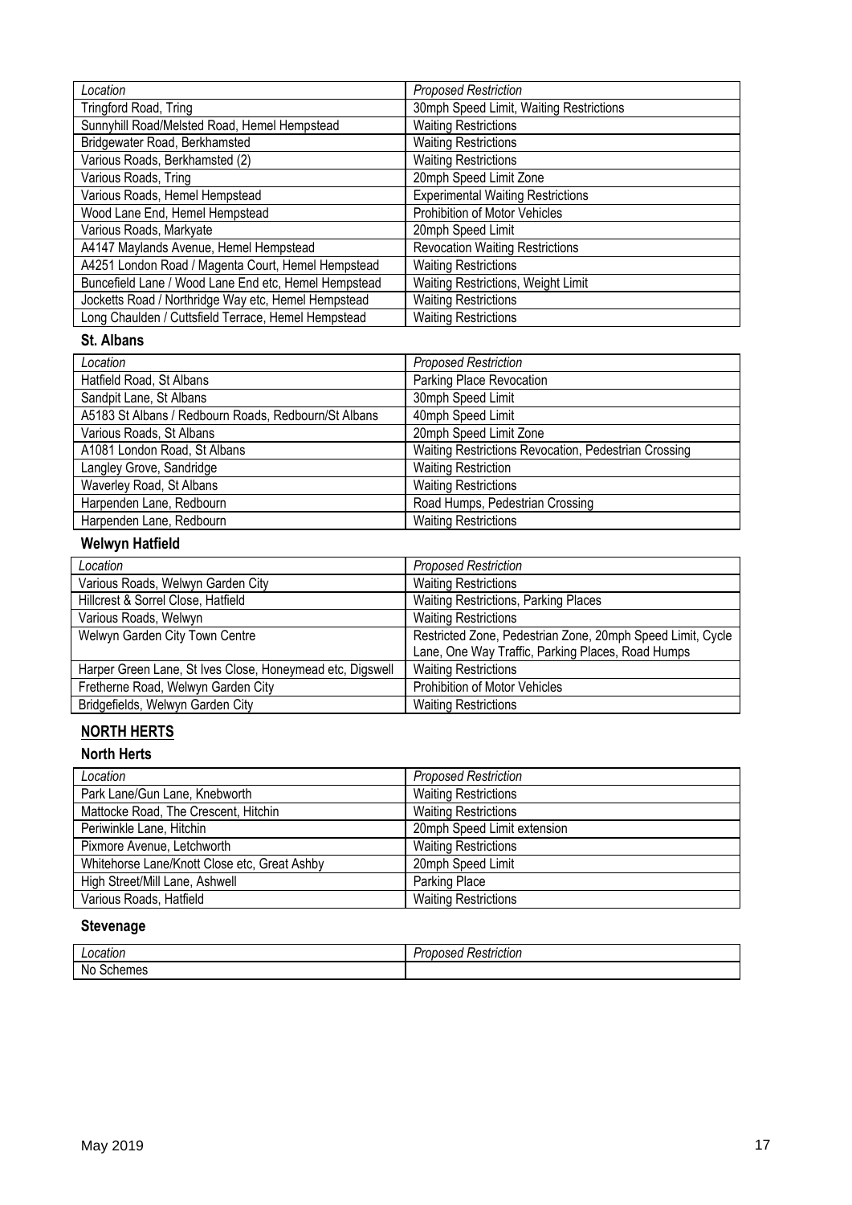| *Location* | *Proposed Restriction* |
|---|---|
| Tringford Road, Tring | 30mph Speed Limit, Waiting Restrictions |
| Sunnyhill Road/Melsted Road, Hemel Hempstead | Waiting Restrictions |
| Bridgewater Road, Berkhamsted | Waiting Restrictions |
| Various Roads, Berkhamsted (2) | Waiting Restrictions |
| Various Roads, Tring | 20mph Speed Limit Zone |
| Various Roads, Hemel Hempstead | Experimental Waiting Restrictions |
| Wood Lane End, Hemel Hempstead | Prohibition of Motor Vehicles |
| Various Roads, Markyate | 20mph Speed Limit |
| A4147 Maylands Avenue, Hemel Hempstead | Revocation Waiting Restrictions |
| A4251 London Road / Magenta Court, Hemel Hempstead | Waiting Restrictions |
| Buncefield Lane / Wood Lane End etc, Hemel Hempstead | Waiting Restrictions, Weight Limit |
| Jocketts Road / Northridge Way etc, Hemel Hempstead | Waiting Restrictions |
| Long Chaulden / Cuttsfield Terrace, Hemel Hempstead | Waiting Restrictions |

### St. Albans

| *Location* | *Proposed Restriction* |
|---|---|
| Hatfield Road, St Albans | Parking Place Revocation |
| Sandpit Lane, St Albans | 30mph Speed Limit |
| A5183 St Albans / Redbourn Roads, Redbourn/St Albans | 40mph Speed Limit |
| Various Roads, St Albans | 20mph Speed Limit Zone |
| A1081 London Road, St Albans | Waiting Restrictions Revocation, Pedestrian Crossing |
| Langley Grove, Sandridge | Waiting Restriction |
| Waverley Road, St Albans | Waiting Restrictions |
| Harpenden Lane, Redbourn | Road Humps, Pedestrian Crossing |
| Harpenden Lane, Redbourn | Waiting Restrictions |

### Welwyn Hatfield

| *Location* | *Proposed Restriction* |
|---|---|
| Various Roads, Welwyn Garden City | Waiting Restrictions |
| Hillcrest & Sorrel Close, Hatfield | Waiting Restrictions, Parking Places |
| Various Roads, Welwyn | Waiting Restrictions |
| Welwyn Garden City Town Centre | Restricted Zone, Pedestrian Zone, 20mph Speed Limit, Cycle Lane, One Way Traffic, Parking Places, Road Humps |
| Harper Green Lane, St Ives Close, Honeymead etc, Digswell | Waiting Restrictions |
| Fretherne Road, Welwyn Garden City | Prohibition of Motor Vehicles |
| Bridgefields, Welwyn Garden City | Waiting Restrictions |

## NORTH HERTS

### North Herts

| *Location* | *Proposed Restriction* |
|---|---|
| Park Lane/Gun Lane, Knebworth | Waiting Restrictions |
| Mattocke Road, The Crescent, Hitchin | Waiting Restrictions |
| Periwinkle Lane, Hitchin | 20mph Speed Limit extension |
| Pixmore Avenue, Letchworth | Waiting Restrictions |
| Whitehorse Lane/Knott Close etc, Great Ashby | 20mph Speed Limit |
| High Street/Mill Lane, Ashwell | Parking Place |
| Various Roads, Hatfield | Waiting Restrictions |

### Stevenage

| *Location* | *Proposed Restriction* |
|---|---|
| No Schemes | |

May 2019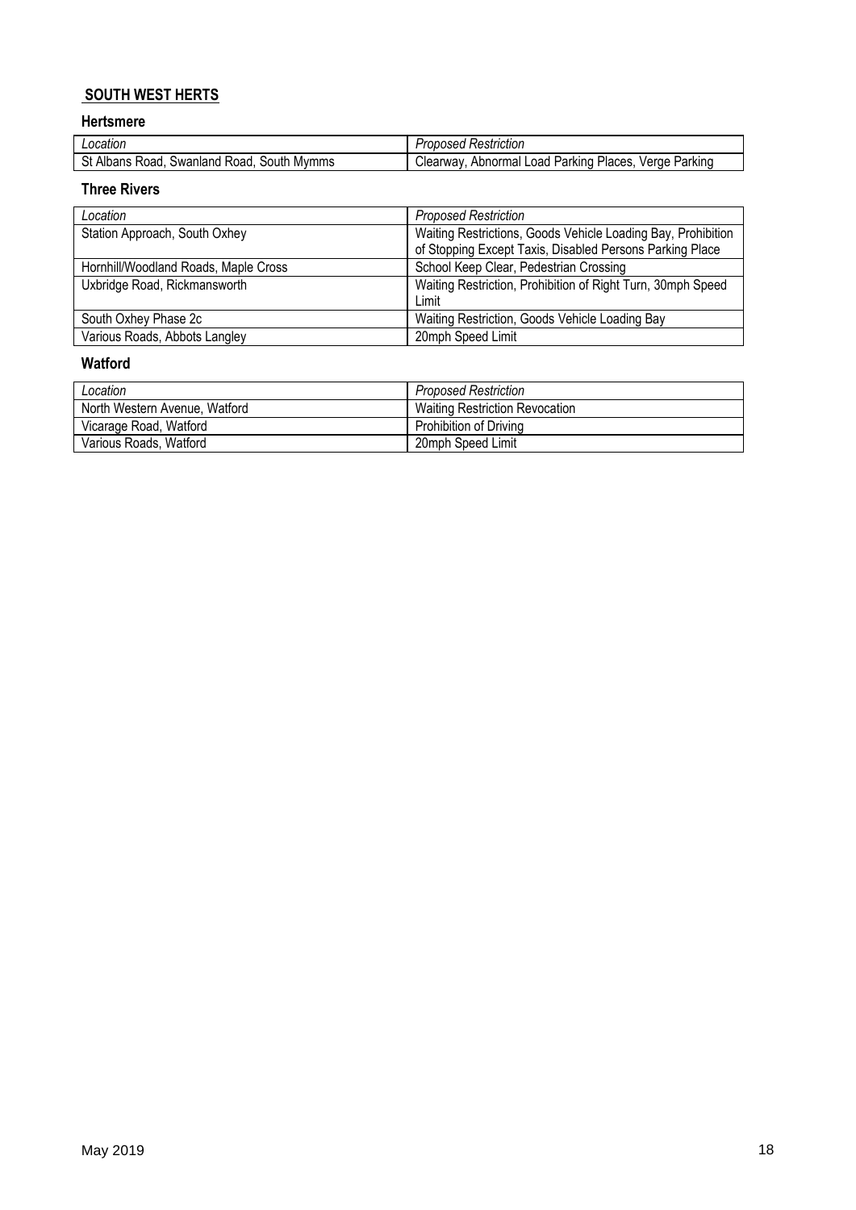## SOUTH WEST HERTS

### Hertsmere

| *Location* | *Proposed Restriction* |
|---|---|
| St Albans Road, Swanland Road, South Mymms | Clearway, Abnormal Load Parking Places, Verge Parking |

### Three Rivers

| *Location* | *Proposed Restriction* |
|---|---|
| Station Approach, South Oxhey | Waiting Restrictions, Goods Vehicle Loading Bay, Prohibition of Stopping Except Taxis, Disabled Persons Parking Place |
| Hornhill/Woodland Roads, Maple Cross | School Keep Clear, Pedestrian Crossing |
| Uxbridge Road, Rickmansworth | Waiting Restriction, Prohibition of Right Turn, 30mph Speed Limit |
| South Oxhey Phase 2c | Waiting Restriction, Goods Vehicle Loading Bay |
| Various Roads, Abbots Langley | 20mph Speed Limit |

### Watford

| *Location* | *Proposed Restriction* |
|---|---|
| North Western Avenue, Watford | Waiting Restriction Revocation |
| Vicarage Road, Watford | Prohibition of Driving |
| Various Roads, Watford | 20mph Speed Limit |